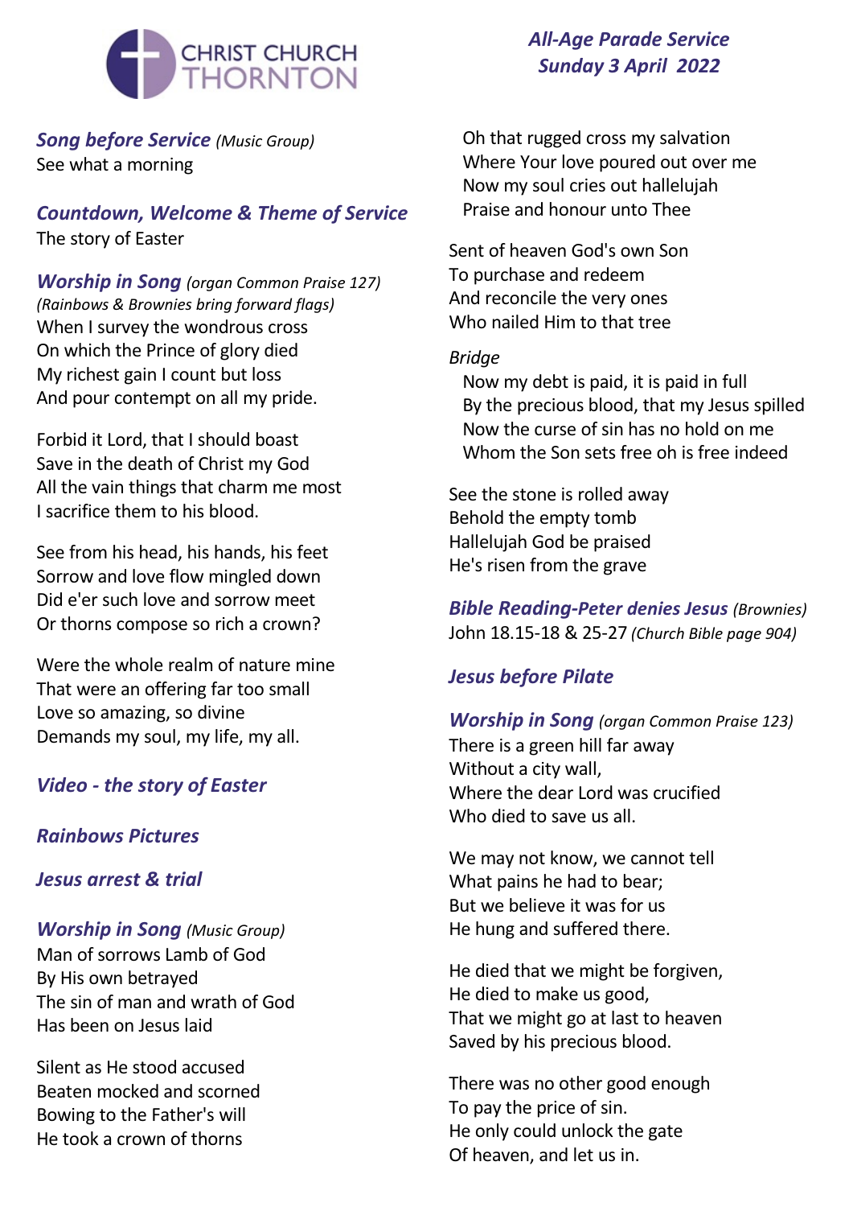CHRIST CHURCH THORNTON

# *All-Age Parade Service*
## *Sunday 3 April 2022*

### *Song before Service* *(Music Group)*

See what a morning

### *Countdown, Welcome & Theme of Service*

The story of Easter

### *Worship in Song* *(organ Common Praise 127)*

*(Rainbows & Brownies bring forward flags)*

When I survey the wondrous cross
On which the Prince of glory died
My richest gain I count but loss
And pour contempt on all my pride.

Forbid it Lord, that I should boast
Save in the death of Christ my God
All the vain things that charm me most
I sacrifice them to his blood.

See from his head, his hands, his feet
Sorrow and love flow mingled down
Did e'er such love and sorrow meet
Or thorns compose so rich a crown?

Were the whole realm of nature mine
That were an offering far too small
Love so amazing, so divine
Demands my soul, my life, my all.

### *Video - the story of Easter*

### *Rainbows Pictures*

### *Jesus arrest & trial*

### *Worship in Song* *(Music Group)*

Man of sorrows Lamb of God
By His own betrayed
The sin of man and wrath of God
Has been on Jesus laid

Silent as He stood accused
Beaten mocked and scorned
Bowing to the Father's will
He took a crown of thorns

Oh that rugged cross my salvation
Where Your love poured out over me
Now my soul cries out hallelujah
Praise and honour unto Thee

Sent of heaven God's own Son
To purchase and redeem
And reconcile the very ones
Who nailed Him to that tree

*Bridge*

Now my debt is paid, it is paid in full
By the precious blood, that my Jesus spilled
Now the curse of sin has no hold on me
Whom the Son sets free oh is free indeed

See the stone is rolled away
Behold the empty tomb
Hallelujah God be praised
He's risen from the grave

### *Bible Reading-Peter denies Jesus* *(Brownies)*

John 18.15-18 & 25-27 *(Church Bible page 904)*

### *Jesus before Pilate*

### *Worship in Song* *(organ Common Praise 123)*

There is a green hill far away
Without a city wall,
Where the dear Lord was crucified
Who died to save us all.

We may not know, we cannot tell
What pains he had to bear;
But we believe it was for us
He hung and suffered there.

He died that we might be forgiven,
He died to make us good,
That we might go at last to heaven
Saved by his precious blood.

There was no other good enough
To pay the price of sin.
He only could unlock the gate
Of heaven, and let us in.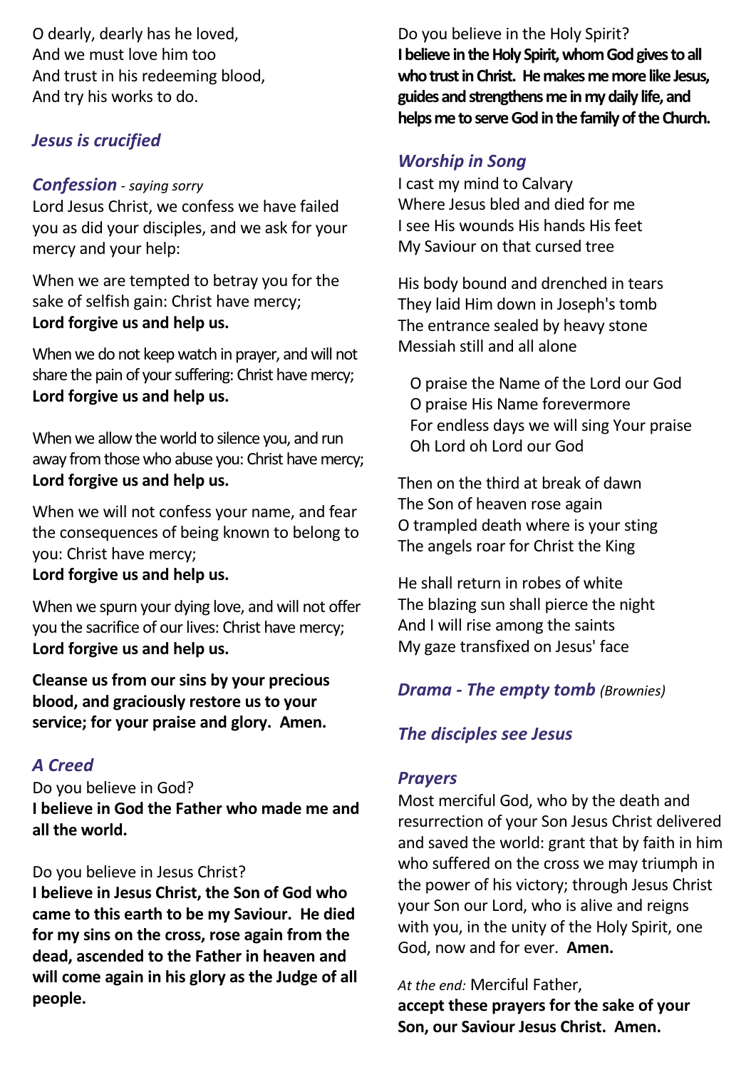O dearly, dearly has he loved,
And we must love him too
And trust in his redeeming blood,
And try his works to do.

### *Jesus is crucified*

### *Confession* - *saying sorry*

Lord Jesus Christ, we confess we have failed you as did your disciples, and we ask for your mercy and your help:

When we are tempted to betray you for the sake of selfish gain: Christ have mercy;
**Lord forgive us and help us.**

When we do not keep watch in prayer, and will not share the pain of your suffering: Christ have mercy;
**Lord forgive us and help us.**

When we allow the world to silence you, and run away from those who abuse you: Christ have mercy;
**Lord forgive us and help us.**

When we will not confess your name, and fear the consequences of being known to belong to you: Christ have mercy;
**Lord forgive us and help us.**

When we spurn your dying love, and will not offer you the sacrifice of our lives: Christ have mercy;
**Lord forgive us and help us.**

**Cleanse us from our sins by your precious blood, and graciously restore us to your service; for your praise and glory. Amen.**

### *A Creed*

Do you believe in God?
**I believe in God the Father who made me and all the world.**

Do you believe in Jesus Christ?
**I believe in Jesus Christ, the Son of God who came to this earth to be my Saviour. He died for my sins on the cross, rose again from the dead, ascended to the Father in heaven and will come again in his glory as the Judge of all people.**

Do you believe in the Holy Spirit?
**I believe in the Holy Spirit, whom God gives to all who trust in Christ. He makes me more like Jesus, guides and strengthens me in my daily life, and helps me to serve God in the family of the Church.**

### *Worship in Song*

I cast my mind to Calvary
Where Jesus bled and died for me
I see His wounds His hands His feet
My Saviour on that cursed tree

His body bound and drenched in tears
They laid Him down in Joseph's tomb
The entrance sealed by heavy stone
Messiah still and all alone

O praise the Name of the Lord our God
O praise His Name forevermore
For endless days we will sing Your praise
Oh Lord oh Lord our God

Then on the third at break of dawn
The Son of heaven rose again
O trampled death where is your sting
The angels roar for Christ the King

He shall return in robes of white
The blazing sun shall pierce the night
And I will rise among the saints
My gaze transfixed on Jesus' face

### *Drama - The empty tomb* *(Brownies)*

### *The disciples see Jesus*

### *Prayers*

Most merciful God, who by the death and resurrection of your Son Jesus Christ delivered and saved the world: grant that by faith in him who suffered on the cross we may triumph in the power of his victory; through Jesus Christ your Son our Lord, who is alive and reigns with you, in the unity of the Holy Spirit, one God, now and for ever. **Amen.**

*At the end:* Merciful Father,
**accept these prayers for the sake of your Son, our Saviour Jesus Christ. Amen.**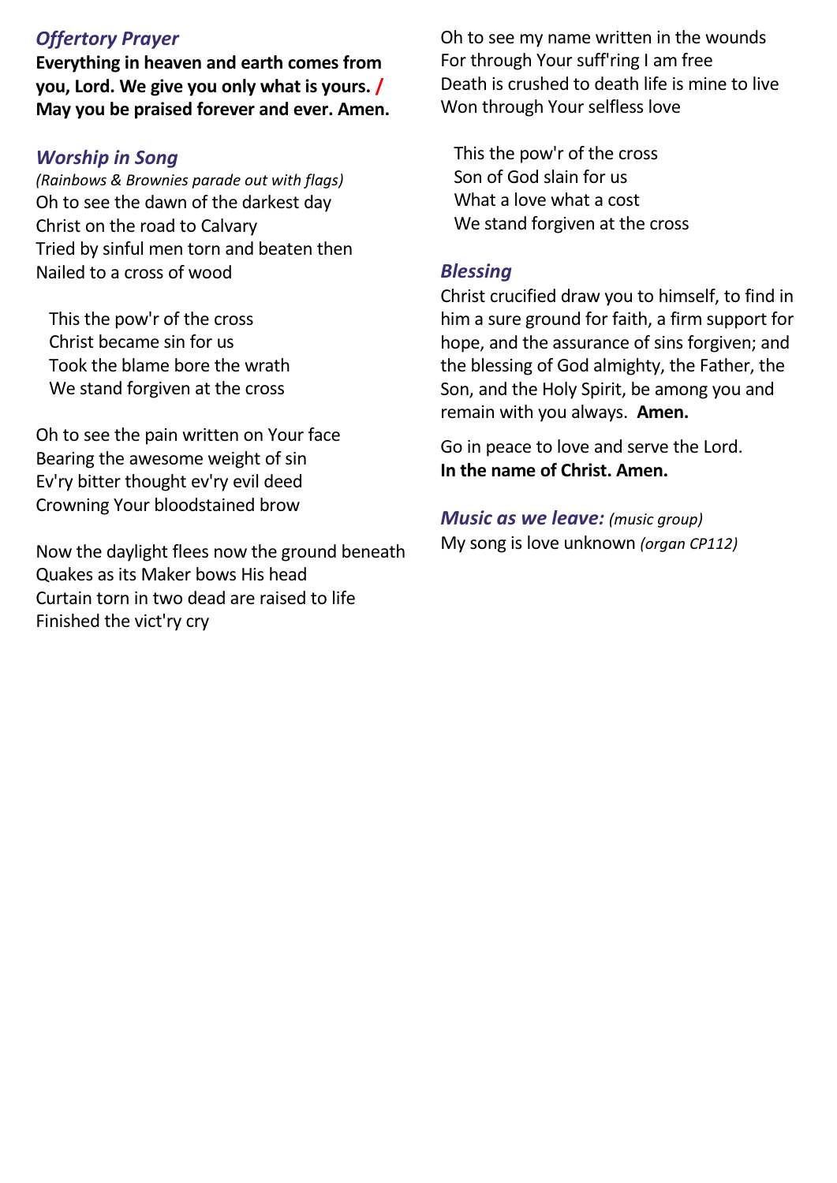## *Offertory Prayer*

**Everything in heaven and earth comes from you, Lord. We give you only what is yours. / May you be praised forever and ever. Amen.**

## *Worship in Song*

*(Rainbows & Brownies parade out with flags)*

Oh to see the dawn of the darkest day
Christ on the road to Calvary
Tried by sinful men torn and beaten then
Nailed to a cross of wood

This the pow'r of the cross
Christ became sin for us
Took the blame bore the wrath
We stand forgiven at the cross

Oh to see the pain written on Your face
Bearing the awesome weight of sin
Ev'ry bitter thought ev'ry evil deed
Crowning Your bloodstained brow

Now the daylight flees now the ground beneath
Quakes as its Maker bows His head
Curtain torn in two dead are raised to life
Finished the vict'ry cry

Oh to see my name written in the wounds
For through Your suff'ring I am free
Death is crushed to death life is mine to live
Won through Your selfless love

This the pow'r of the cross
Son of God slain for us
What a love what a cost
We stand forgiven at the cross

## *Blessing*

Christ crucified draw you to himself, to find in him a sure ground for faith, a firm support for hope, and the assurance of sins forgiven; and the blessing of God almighty, the Father, the Son, and the Holy Spirit, be among you and remain with you always. **Amen.**

Go in peace to love and serve the Lord.
**In the name of Christ. Amen.**

## *Music as we leave:* *(music group)*

My song is love unknown *(organ CP112)*